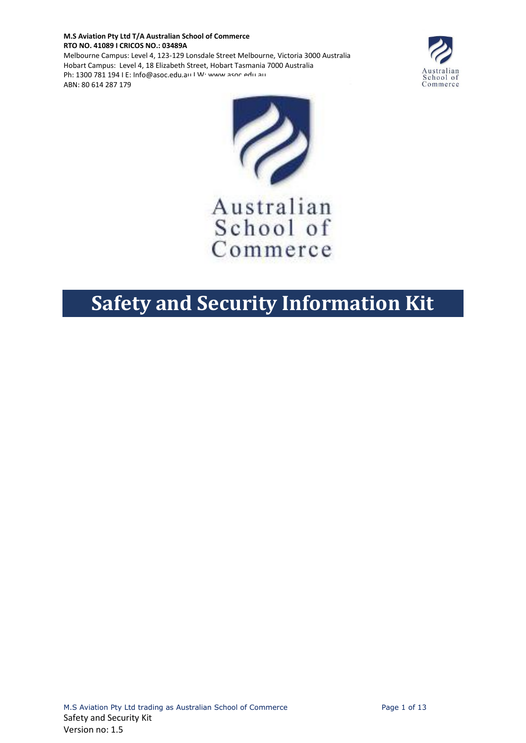**M.S Aviation Pty Ltd T/A Australian School of Commerce**
**RTO NO. 41089 I CRICOS NO.: 03489A**
Melbourne Campus: Level 4, 123-129 Lonsdale Street Melbourne, Victoria 3000 Australia
Hobart Campus: Level 4, 18 Elizabeth Street, Hobart Tasmania 7000 Australia
Ph: 1300 781 194 I E: Info@asoc.edu.au I W: www.asoc.edu.au
ABN: 80 614 287 179

Australian School of Commerce

# Safety and Security Information Kit

Safety and Security Kit
Version no: 1.5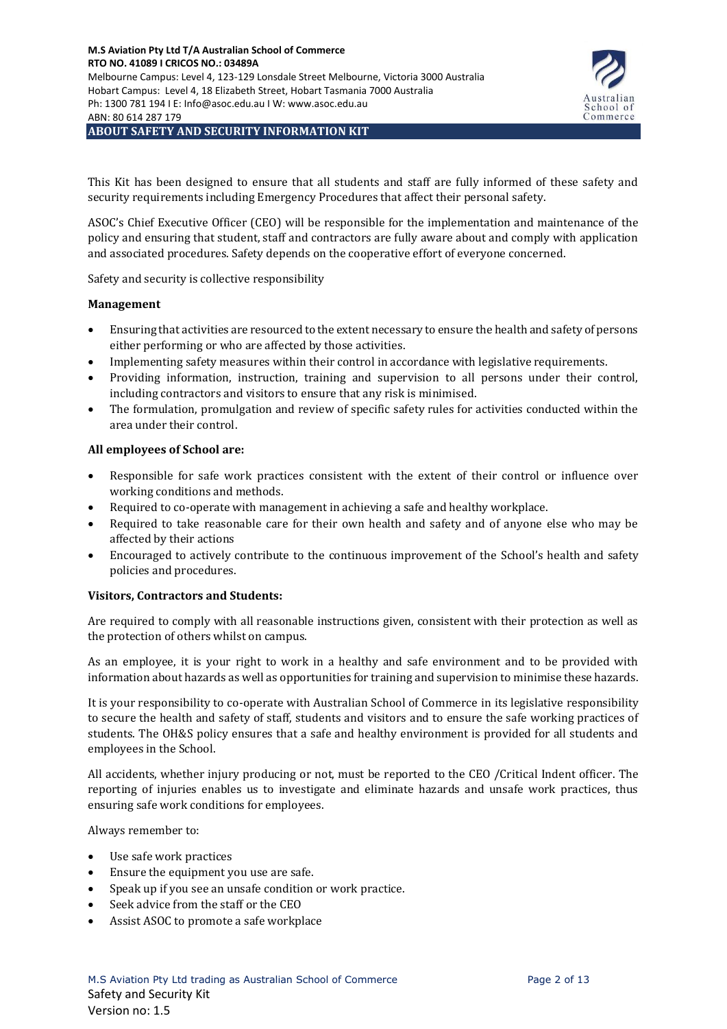## ABOUT SAFETY AND SECURITY INFORMATION KIT

This Kit has been designed to ensure that all students and staff are fully informed of these safety and security requirements including Emergency Procedures that affect their personal safety.

ASOC's Chief Executive Officer (CEO) will be responsible for the implementation and maintenance of the policy and ensuring that student, staff and contractors are fully aware about and comply with application and associated procedures. Safety depends on the cooperative effort of everyone concerned.

Safety and security is collective responsibility

**Management**

- Ensuring that activities are resourced to the extent necessary to ensure the health and safety of persons either performing or who are affected by those activities.
- Implementing safety measures within their control in accordance with legislative requirements.
- Providing information, instruction, training and supervision to all persons under their control, including contractors and visitors to ensure that any risk is minimised.
- The formulation, promulgation and review of specific safety rules for activities conducted within the area under their control.

**All employees of School are:**

- Responsible for safe work practices consistent with the extent of their control or influence over working conditions and methods.
- Required to co-operate with management in achieving a safe and healthy workplace.
- Required to take reasonable care for their own health and safety and of anyone else who may be affected by their actions
- Encouraged to actively contribute to the continuous improvement of the School's health and safety policies and procedures.

**Visitors, Contractors and Students:**

Are required to comply with all reasonable instructions given, consistent with their protection as well as the protection of others whilst on campus.

As an employee, it is your right to work in a healthy and safe environment and to be provided with information about hazards as well as opportunities for training and supervision to minimise these hazards.

It is your responsibility to co-operate with Australian School of Commerce in its legislative responsibility to secure the health and safety of staff, students and visitors and to ensure the safe working practices of students. The OH&S policy ensures that a safe and healthy environment is provided for all students and employees in the School.

All accidents, whether injury producing or not, must be reported to the CEO /Critical Indent officer. The reporting of injuries enables us to investigate and eliminate hazards and unsafe work practices, thus ensuring safe work conditions for employees.

Always remember to:

- Use safe work practices
- Ensure the equipment you use are safe.
- Speak up if you see an unsafe condition or work practice.
- Seek advice from the staff or the CEO
- Assist ASOC to promote a safe workplace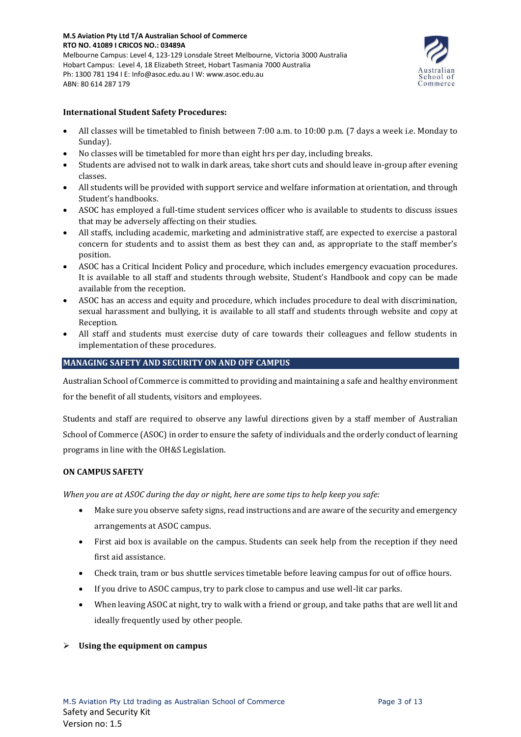**International Student Safety Procedures:**

- All classes will be timetabled to finish between 7:00 a.m. to 10:00 p.m. (7 days a week i.e. Monday to Sunday).
- No classes will be timetabled for more than eight hrs per day, including breaks.
- Students are advised not to walk in dark areas, take short cuts and should leave in-group after evening classes.
- All students will be provided with support service and welfare information at orientation, and through Student's handbooks.
- ASOC has employed a full-time student services officer who is available to students to discuss issues that may be adversely affecting on their studies.
- All staffs, including academic, marketing and administrative staff, are expected to exercise a pastoral concern for students and to assist them as best they can and, as appropriate to the staff member's position.
- ASOC has a Critical Incident Policy and procedure, which includes emergency evacuation procedures. It is available to all staff and students through website, Student's Handbook and copy can be made available from the reception.
- ASOC has an access and equity and procedure, which includes procedure to deal with discrimination, sexual harassment and bullying, it is available to all staff and students through website and copy at Reception.
- All staff and students must exercise duty of care towards their colleagues and fellow students in implementation of these procedures.

## MANAGING SAFETY AND SECURITY ON AND OFF CAMPUS

Australian School of Commerce is committed to providing and maintaining a safe and healthy environment for the benefit of all students, visitors and employees.

Students and staff are required to observe any lawful directions given by a staff member of Australian School of Commerce (ASOC) in order to ensure the safety of individuals and the orderly conduct of learning programs in line with the OH&S Legislation.

**ON CAMPUS SAFETY**

*When you are at ASOC during the day or night, here are some tips to help keep you safe:*

- Make sure you observe safety signs, read instructions and are aware of the security and emergency arrangements at ASOC campus.
- First aid box is available on the campus. Students can seek help from the reception if they need first aid assistance.
- Check train, tram or bus shuttle services timetable before leaving campus for out of office hours.
- If you drive to ASOC campus, try to park close to campus and use well-lit car parks.
- When leaving ASOC at night, try to walk with a friend or group, and take paths that are well lit and ideally frequently used by other people.

- **Using the equipment on campus**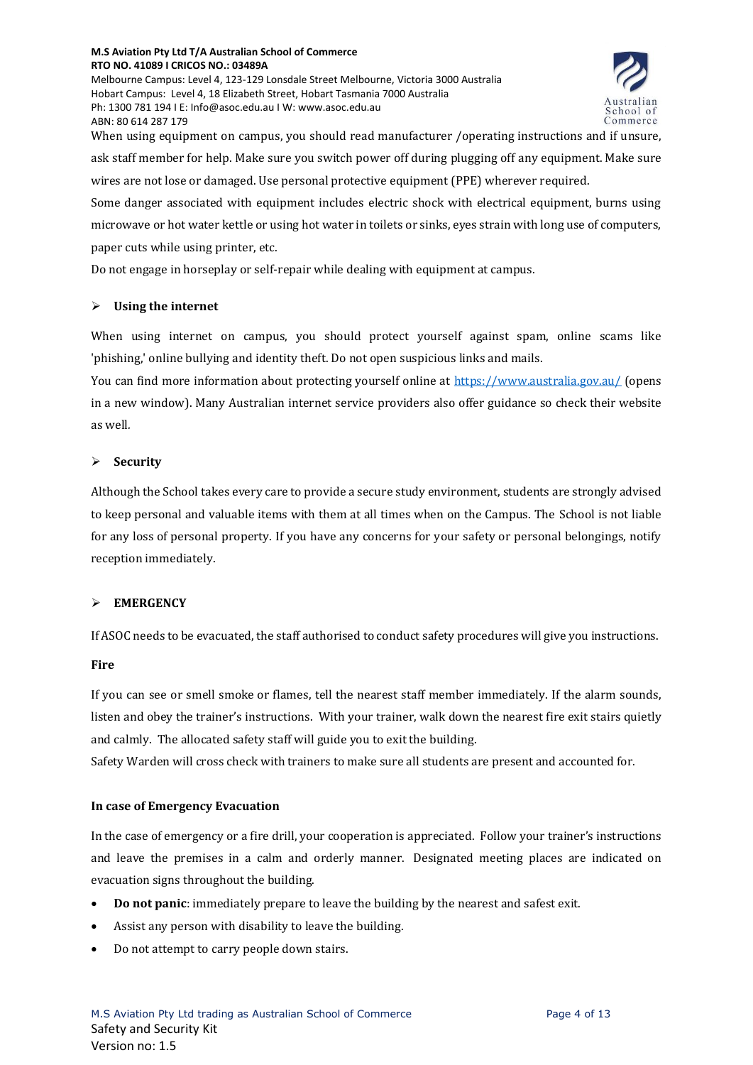When using equipment on campus, you should read manufacturer /operating instructions and if unsure, ask staff member for help. Make sure you switch power off during plugging off any equipment. Make sure wires are not lose or damaged. Use personal protective equipment (PPE) wherever required.

Some danger associated with equipment includes electric shock with electrical equipment, burns using microwave or hot water kettle or using hot water in toilets or sinks, eyes strain with long use of computers, paper cuts while using printer, etc.

Do not engage in horseplay or self-repair while dealing with equipment at campus.

## ➢ Using the internet

When using internet on campus, you should protect yourself against spam, online scams like 'phishing,' online bullying and identity theft. Do not open suspicious links and mails.

You can find more information about protecting yourself online at https://www.australia.gov.au/ (opens in a new window). Many Australian internet service providers also offer guidance so check their website as well.

## ➢ Security

Although the School takes every care to provide a secure study environment, students are strongly advised to keep personal and valuable items with them at all times when on the Campus. The School is not liable for any loss of personal property. If you have any concerns for your safety or personal belongings, notify reception immediately.

## ➢ EMERGENCY

If ASOC needs to be evacuated, the staff authorised to conduct safety procedures will give you instructions.

### Fire

If you can see or smell smoke or flames, tell the nearest staff member immediately. If the alarm sounds, listen and obey the trainer's instructions. With your trainer, walk down the nearest fire exit stairs quietly and calmly. The allocated safety staff will guide you to exit the building.

Safety Warden will cross check with trainers to make sure all students are present and accounted for.

### In case of Emergency Evacuation

In the case of emergency or a fire drill, your cooperation is appreciated. Follow your trainer's instructions and leave the premises in a calm and orderly manner. Designated meeting places are indicated on evacuation signs throughout the building.

- **Do not panic**: immediately prepare to leave the building by the nearest and safest exit.
- Assist any person with disability to leave the building.
- Do not attempt to carry people down stairs.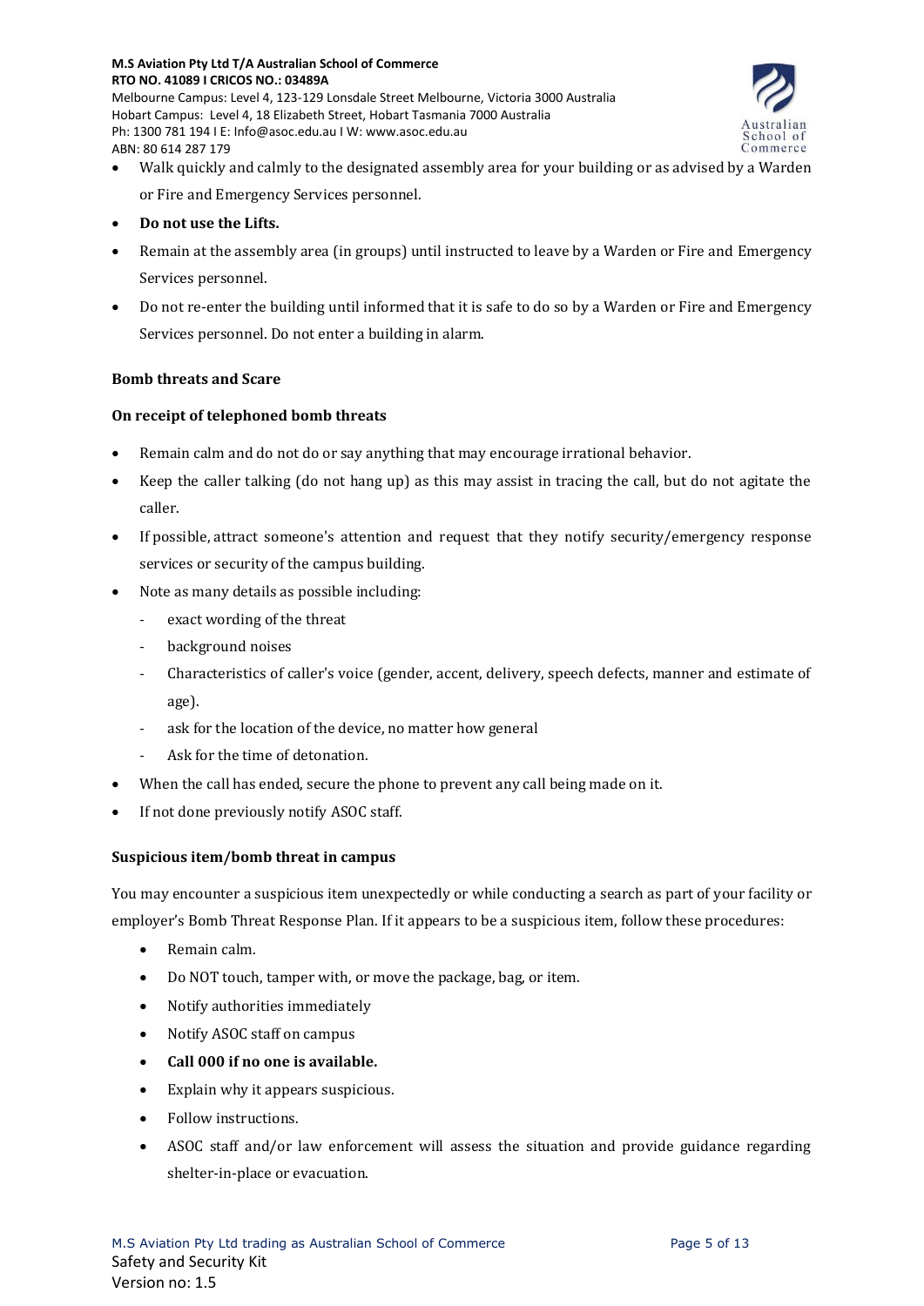- Walk quickly and calmly to the designated assembly area for your building or as advised by a Warden or Fire and Emergency Services personnel.
- **Do not use the Lifts.**
- Remain at the assembly area (in groups) until instructed to leave by a Warden or Fire and Emergency Services personnel.
- Do not re-enter the building until informed that it is safe to do so by a Warden or Fire and Emergency Services personnel. Do not enter a building in alarm.

**Bomb threats and Scare**

**On receipt of telephoned bomb threats**

- Remain calm and do not do or say anything that may encourage irrational behavior.
- Keep the caller talking (do not hang up) as this may assist in tracing the call, but do not agitate the caller.
- If possible, attract someone's attention and request that they notify security/emergency response services or security of the campus building.
- Note as many details as possible including:
  - exact wording of the threat
  - background noises
  - Characteristics of caller's voice (gender, accent, delivery, speech defects, manner and estimate of age).
  - ask for the location of the device, no matter how general
  - Ask for the time of detonation.
- When the call has ended, secure the phone to prevent any call being made on it.
- If not done previously notify ASOC staff.

**Suspicious item/bomb threat in campus**

You may encounter a suspicious item unexpectedly or while conducting a search as part of your facility or employer's Bomb Threat Response Plan. If it appears to be a suspicious item, follow these procedures:

- Remain calm.
- Do NOT touch, tamper with, or move the package, bag, or item.
- Notify authorities immediately
- Notify ASOC staff on campus
- **Call 000 if no one is available.**
- Explain why it appears suspicious.
- Follow instructions.
- ASOC staff and/or law enforcement will assess the situation and provide guidance regarding shelter-in-place or evacuation.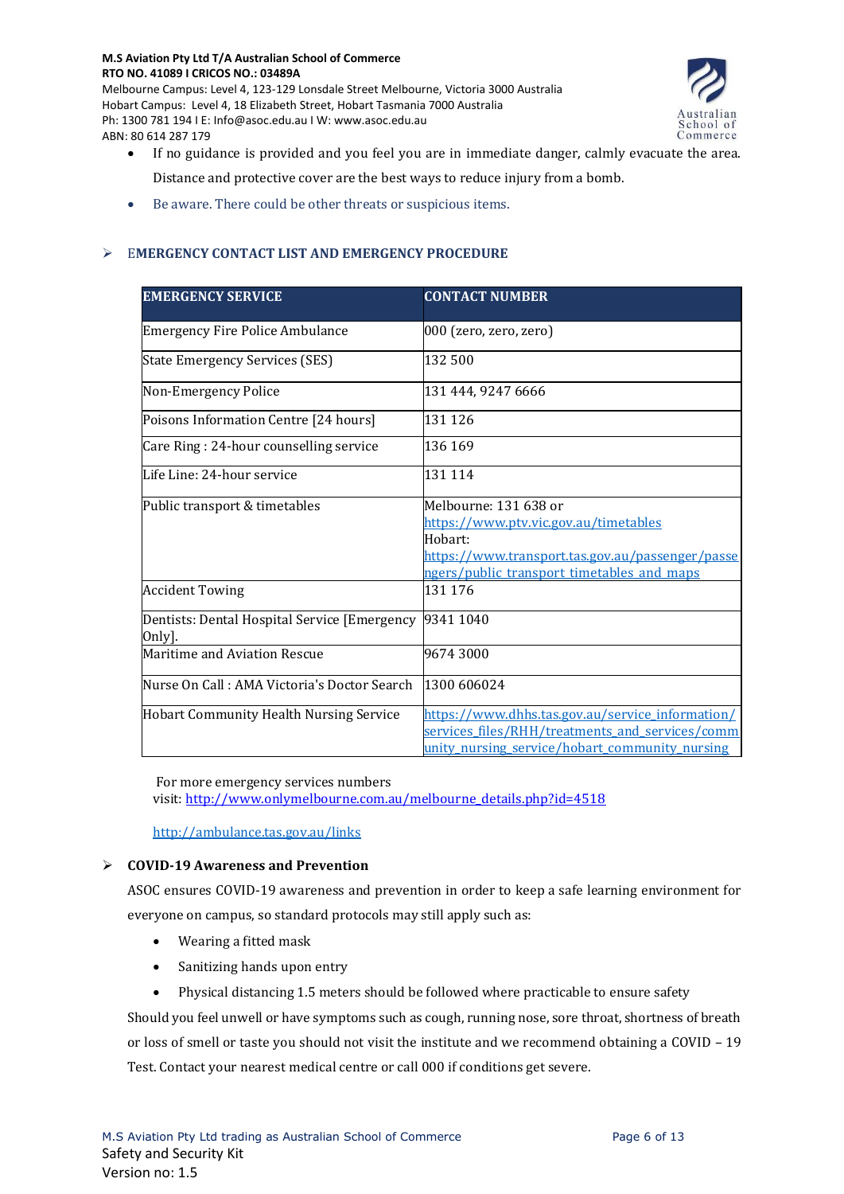- If no guidance is provided and you feel you are in immediate danger, calmly evacuate the area. Distance and protective cover are the best ways to reduce injury from a bomb.
- Be aware. There could be other threats or suspicious items.

## EMERGENCY CONTACT LIST AND EMERGENCY PROCEDURE

| EMERGENCY SERVICE | CONTACT NUMBER |
|---|---|
| Emergency Fire Police Ambulance | 000 (zero, zero, zero) |
| State Emergency Services (SES) | 132 500 |
| Non-Emergency Police | 131 444, 9247 6666 |
| Poisons Information Centre [24 hours] | 131 126 |
| Care Ring : 24-hour counselling service | 136 169 |
| Life Line: 24-hour service | 131 114 |
| Public transport & timetables | Melbourne: 131 638 or https://www.ptv.vic.gov.au/timetables Hobart: https://www.transport.tas.gov.au/passenger/passengers/public_transport_timetables_and_maps |
| Accident Towing | 131 176 |
| Dentists: Dental Hospital Service [Emergency Only]. | 9341 1040 |
| Maritime and Aviation Rescue | 9674 3000 |
| Nurse On Call : AMA Victoria's Doctor Search | 1300 606024 |
| Hobart Community Health Nursing Service | https://www.dhhs.tas.gov.au/service_information/services_files/RHH/treatments_and_services/community_nursing_service/hobart_community_nursing |

For more emergency services numbers visit: http://www.onlymelbourne.com.au/melbourne_details.php?id=4518

http://ambulance.tas.gov.au/links

## COVID-19 Awareness and Prevention

ASOC ensures COVID-19 awareness and prevention in order to keep a safe learning environment for everyone on campus, so standard protocols may still apply such as:

- Wearing a fitted mask
- Sanitizing hands upon entry
- Physical distancing 1.5 meters should be followed where practicable to ensure safety

Should you feel unwell or have symptoms such as cough, running nose, sore throat, shortness of breath or loss of smell or taste you should not visit the institute and we recommend obtaining a COVID – 19 Test. Contact your nearest medical centre or call 000 if conditions get severe.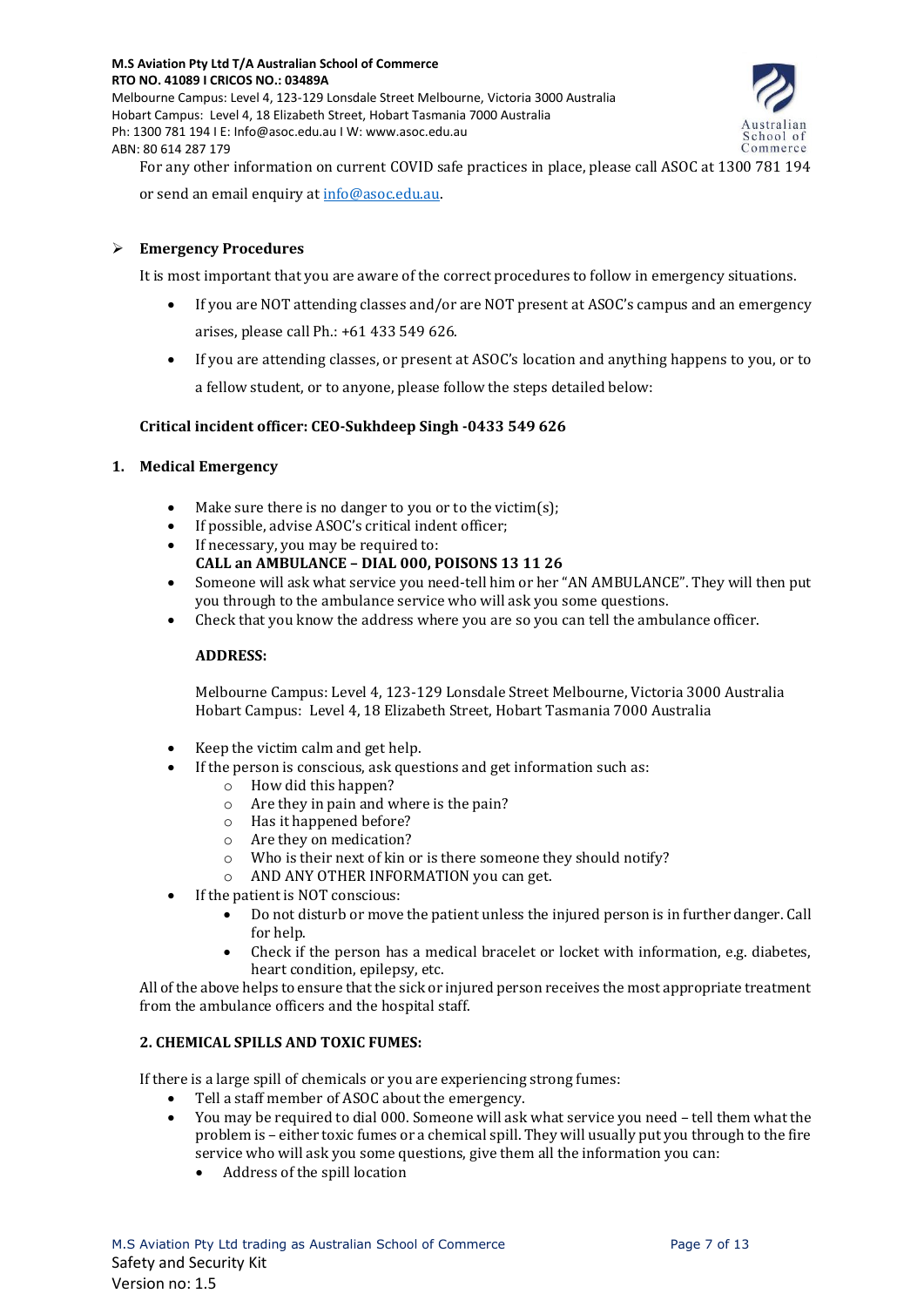For any other information on current COVID safe practices in place, please call ASOC at 1300 781 194 or send an email enquiry at info@asoc.edu.au.

- **Emergency Procedures**

It is most important that you are aware of the correct procedures to follow in emergency situations.

- If you are NOT attending classes and/or are NOT present at ASOC's campus and an emergency arises, please call Ph.: +61 433 549 626.
- If you are attending classes, or present at ASOC's location and anything happens to you, or to a fellow student, or to anyone, please follow the steps detailed below:

**Critical incident officer: CEO-Sukhdeep Singh -0433 549 626**

## 1. Medical Emergency

- Make sure there is no danger to you or to the victim(s);
- If possible, advise ASOC's critical indent officer;
- If necessary, you may be required to:
  **CALL an AMBULANCE – DIAL 000, POISONS 13 11 26**
- Someone will ask what service you need-tell him or her "AN AMBULANCE". They will then put you through to the ambulance service who will ask you some questions.
- Check that you know the address where you are so you can tell the ambulance officer.

  **ADDRESS:**

  Melbourne Campus: Level 4, 123-129 Lonsdale Street Melbourne, Victoria 3000 Australia
  Hobart Campus: Level 4, 18 Elizabeth Street, Hobart Tasmania 7000 Australia

- Keep the victim calm and get help.
- If the person is conscious, ask questions and get information such as:
  - How did this happen?
  - Are they in pain and where is the pain?
  - Has it happened before?
  - Are they on medication?
  - Who is their next of kin or is there someone they should notify?
  - AND ANY OTHER INFORMATION you can get.
- If the patient is NOT conscious:
  - Do not disturb or move the patient unless the injured person is in further danger. Call for help.
  - Check if the person has a medical bracelet or locket with information, e.g. diabetes, heart condition, epilepsy, etc.

All of the above helps to ensure that the sick or injured person receives the most appropriate treatment from the ambulance officers and the hospital staff.

## 2. CHEMICAL SPILLS AND TOXIC FUMES:

If there is a large spill of chemicals or you are experiencing strong fumes:

- Tell a staff member of ASOC about the emergency.
- You may be required to dial 000. Someone will ask what service you need – tell them what the problem is – either toxic fumes or a chemical spill. They will usually put you through to the fire service who will ask you some questions, give them all the information you can:
  - Address of the spill location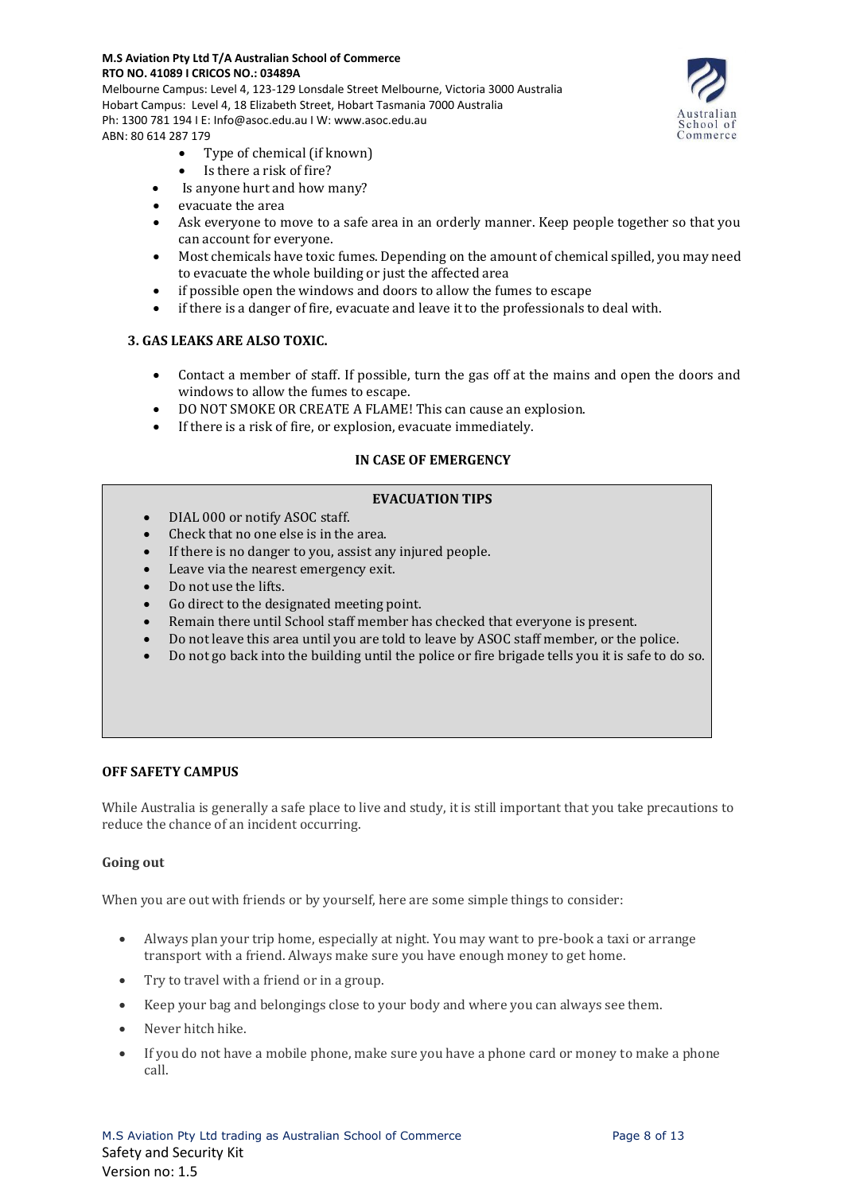- Type of chemical (if known)
  - Is there a risk of fire?
- Is anyone hurt and how many?
- evacuate the area
- Ask everyone to move to a safe area in an orderly manner. Keep people together so that you can account for everyone.
- Most chemicals have toxic fumes. Depending on the amount of chemical spilled, you may need to evacuate the whole building or just the affected area
- if possible open the windows and doors to allow the fumes to escape
- if there is a danger of fire, evacuate and leave it to the professionals to deal with.

### 3. GAS LEAKS ARE ALSO TOXIC.

- Contact a member of staff. If possible, turn the gas off at the mains and open the doors and windows to allow the fumes to escape.
- DO NOT SMOKE OR CREATE A FLAME! This can cause an explosion.
- If there is a risk of fire, or explosion, evacuate immediately.

**IN CASE OF EMERGENCY**

**EVACUATION TIPS**

- DIAL 000 or notify ASOC staff.
- Check that no one else is in the area.
- If there is no danger to you, assist any injured people.
- Leave via the nearest emergency exit.
- Do not use the lifts.
- Go direct to the designated meeting point.
- Remain there until School staff member has checked that everyone is present.
- Do not leave this area until you are told to leave by ASOC staff member, or the police.
- Do not go back into the building until the police or fire brigade tells you it is safe to do so.

## OFF SAFETY CAMPUS

While Australia is generally a safe place to live and study, it is still important that you take precautions to reduce the chance of an incident occurring.

### Going out

When you are out with friends or by yourself, here are some simple things to consider:

- Always plan your trip home, especially at night. You may want to pre-book a taxi or arrange transport with a friend. Always make sure you have enough money to get home.
- Try to travel with a friend or in a group.
- Keep your bag and belongings close to your body and where you can always see them.
- Never hitch hike.
- If you do not have a mobile phone, make sure you have a phone card or money to make a phone call.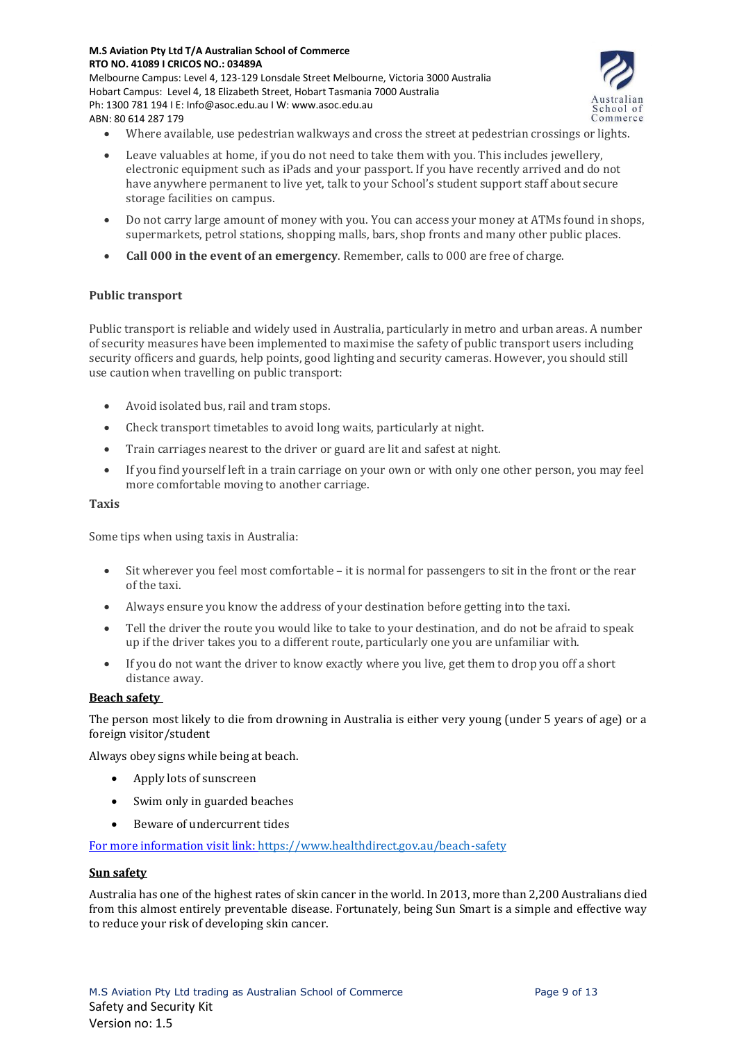- Where available, use pedestrian walkways and cross the street at pedestrian crossings or lights.
- Leave valuables at home, if you do not need to take them with you. This includes jewellery, electronic equipment such as iPads and your passport. If you have recently arrived and do not have anywhere permanent to live yet, talk to your School's student support staff about secure storage facilities on campus.
- Do not carry large amount of money with you. You can access your money at ATMs found in shops, supermarkets, petrol stations, shopping malls, bars, shop fronts and many other public places.
- **Call 000 in the event of an emergency**. Remember, calls to 000 are free of charge.

**Public transport**

Public transport is reliable and widely used in Australia, particularly in metro and urban areas. A number of security measures have been implemented to maximise the safety of public transport users including security officers and guards, help points, good lighting and security cameras. However, you should still use caution when travelling on public transport:

- Avoid isolated bus, rail and tram stops.
- Check transport timetables to avoid long waits, particularly at night.
- Train carriages nearest to the driver or guard are lit and safest at night.
- If you find yourself left in a train carriage on your own or with only one other person, you may feel more comfortable moving to another carriage.

**Taxis**

Some tips when using taxis in Australia:

- Sit wherever you feel most comfortable – it is normal for passengers to sit in the front or the rear of the taxi.
- Always ensure you know the address of your destination before getting into the taxi.
- Tell the driver the route you would like to take to your destination, and do not be afraid to speak up if the driver takes you to a different route, particularly one you are unfamiliar with.
- If you do not want the driver to know exactly where you live, get them to drop you off a short distance away.

**Beach safety**

The person most likely to die from drowning in Australia is either very young (under 5 years of age) or a foreign visitor/student

Always obey signs while being at beach.

- Apply lots of sunscreen
- Swim only in guarded beaches
- Beware of undercurrent tides

For more information visit link: https://www.healthdirect.gov.au/beach-safety

**Sun safety**

Australia has one of the highest rates of skin cancer in the world. In 2013, more than 2,200 Australians died from this almost entirely preventable disease. Fortunately, being Sun Smart is a simple and effective way to reduce your risk of developing skin cancer.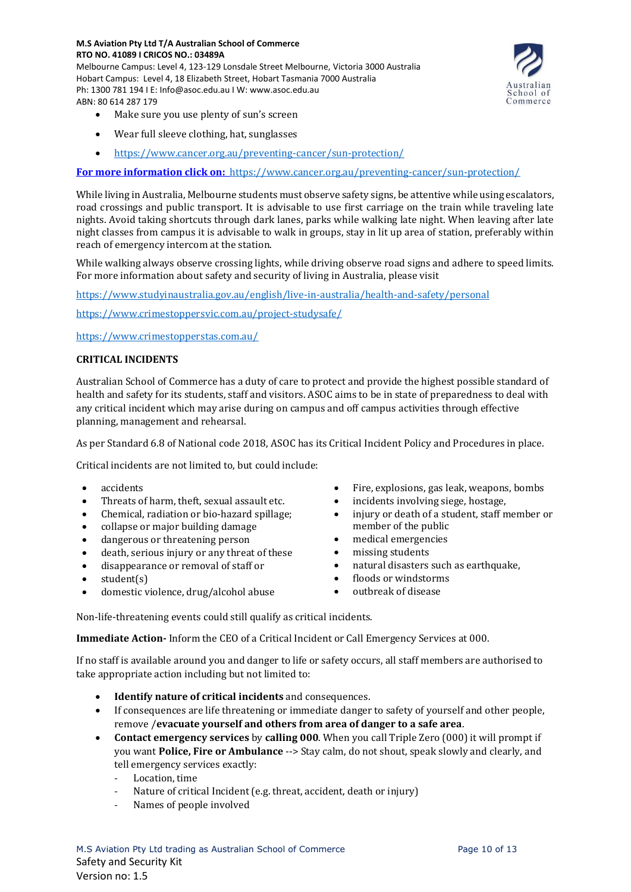- Make sure you use plenty of sun's screen
- Wear full sleeve clothing, hat, sunglasses
- https://www.cancer.org.au/preventing-cancer/sun-protection/

**For more information click on:** https://www.cancer.org.au/preventing-cancer/sun-protection/

While living in Australia, Melbourne students must observe safety signs, be attentive while using escalators, road crossings and public transport. It is advisable to use first carriage on the train while traveling late nights. Avoid taking shortcuts through dark lanes, parks while walking late night. When leaving after late night classes from campus it is advisable to walk in groups, stay in lit up area of station, preferably within reach of emergency intercom at the station.

While walking always observe crossing lights, while driving observe road signs and adhere to speed limits. For more information about safety and security of living in Australia, please visit

https://www.studyinaustralia.gov.au/english/live-in-australia/health-and-safety/personal

https://www.crimestoppersvic.com.au/project-studysafe/

https://www.crimestopperstas.com.au/

**CRITICAL INCIDENTS**

Australian School of Commerce has a duty of care to protect and provide the highest possible standard of health and safety for its students, staff and visitors. ASOC aims to be in state of preparedness to deal with any critical incident which may arise during on campus and off campus activities through effective planning, management and rehearsal.

As per Standard 6.8 of National code 2018, ASOC has its Critical Incident Policy and Procedures in place.

Critical incidents are not limited to, but could include:

- accidents
- Threats of harm, theft, sexual assault etc.
- Chemical, radiation or bio-hazard spillage;
- collapse or major building damage
- dangerous or threatening person
- death, serious injury or any threat of these
- disappearance or removal of staff or
- student(s)
- domestic violence, drug/alcohol abuse
- Fire, explosions, gas leak, weapons, bombs
- incidents involving siege, hostage,
- injury or death of a student, staff member or member of the public
- medical emergencies
- missing students
- natural disasters such as earthquake,
- floods or windstorms
- outbreak of disease

Non-life-threatening events could still qualify as critical incidents.

**Immediate Action-** Inform the CEO of a Critical Incident or Call Emergency Services at 000.

If no staff is available around you and danger to life or safety occurs, all staff members are authorised to take appropriate action including but not limited to:

- **Identify nature of critical incidents** and consequences.
- If consequences are life threatening or immediate danger to safety of yourself and other people, remove /**evacuate yourself and others from area of danger to a safe area**.
- **Contact emergency services** by **calling 000**. When you call Triple Zero (000) it will prompt if you want **Police, Fire or Ambulance** --> Stay calm, do not shout, speak slowly and clearly, and tell emergency services exactly:
  - Location, time
  - Nature of critical Incident (e.g. threat, accident, death or injury)
  - Names of people involved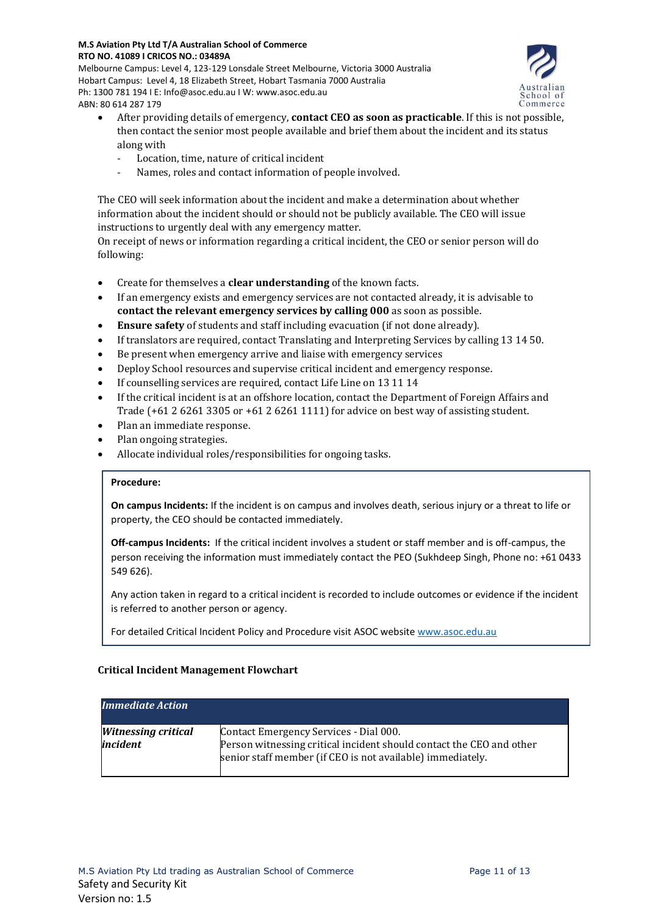- After providing details of emergency, **contact CEO as soon as practicable**. If this is not possible, then contact the senior most people available and brief them about the incident and its status along with
    - Location, time, nature of critical incident
    - Names, roles and contact information of people involved.

The CEO will seek information about the incident and make a determination about whether information about the incident should or should not be publicly available. The CEO will issue instructions to urgently deal with any emergency matter.
On receipt of news or information regarding a critical incident, the CEO or senior person will do following:

- Create for themselves a **clear understanding** of the known facts.
- If an emergency exists and emergency services are not contacted already, it is advisable to **contact the relevant emergency services by calling 000** as soon as possible.
- **Ensure safety** of students and staff including evacuation (if not done already).
- If translators are required, contact Translating and Interpreting Services by calling 13 14 50.
- Be present when emergency arrive and liaise with emergency services
- Deploy School resources and supervise critical incident and emergency response.
- If counselling services are required, contact Life Line on 13 11 14
- If the critical incident is at an offshore location, contact the Department of Foreign Affairs and Trade (+61 2 6261 3305 or +61 2 6261 1111) for advice on best way of assisting student.
- Plan an immediate response.
- Plan ongoing strategies.
- Allocate individual roles/responsibilities for ongoing tasks.

**Procedure:**

**On campus Incidents:** If the incident is on campus and involves death, serious injury or a threat to life or property, the CEO should be contacted immediately.

**Off-campus Incidents:** If the critical incident involves a student or staff member and is off-campus, the person receiving the information must immediately contact the PEO (Sukhdeep Singh, Phone no: +61 0433 549 626).

Any action taken in regard to a critical incident is recorded to include outcomes or evidence if the incident is referred to another person or agency.

For detailed Critical Incident Policy and Procedure visit ASOC website www.asoc.edu.au

**Critical Incident Management Flowchart**

| ***Immediate Action*** | |
|---|---|
| ***Witnessing critical incident*** | Contact Emergency Services - Dial 000.<br>Person witnessing critical incident should contact the CEO and other senior staff member (if CEO is not available) immediately. |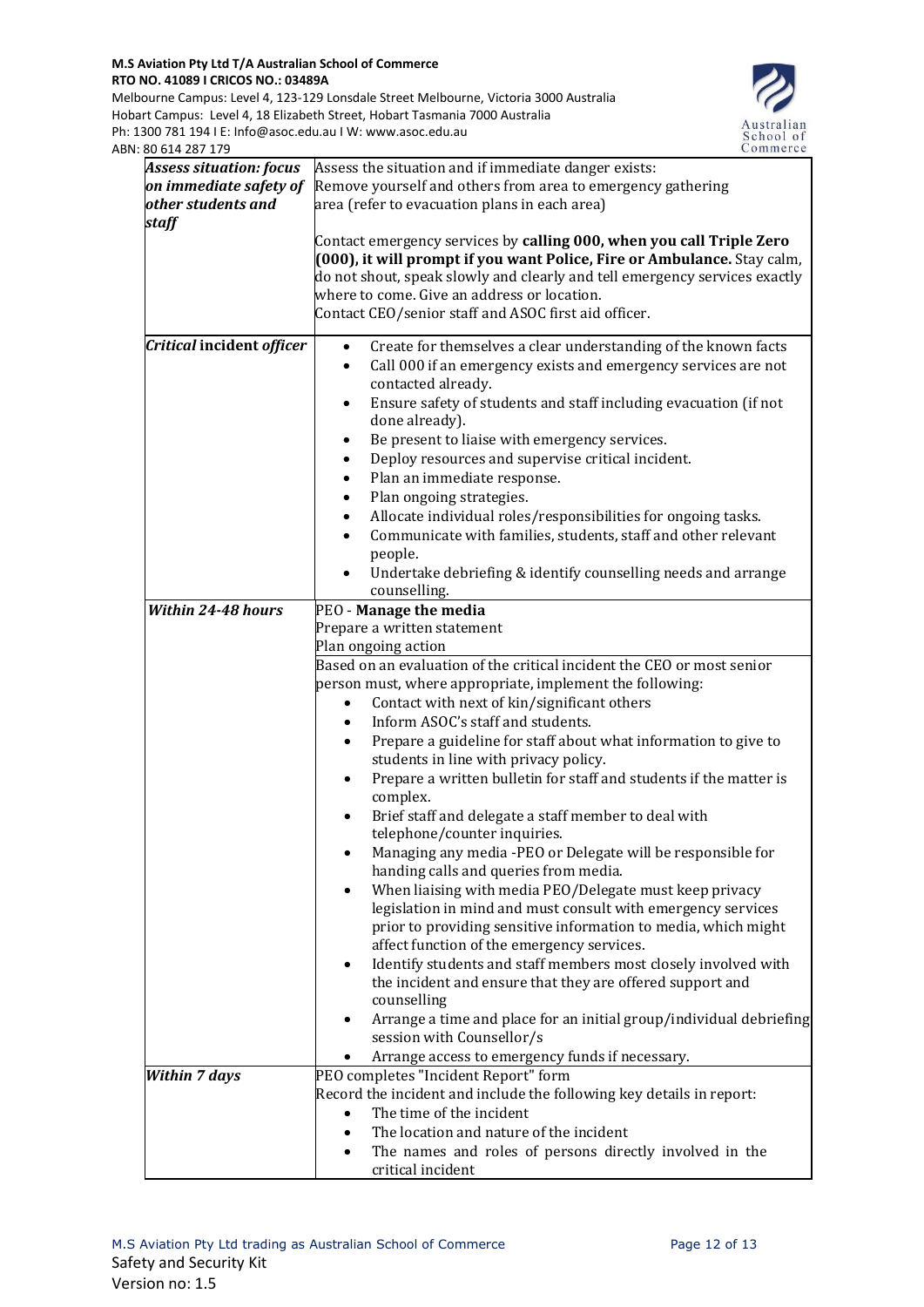| | |
|---|---|
| ***Assess situation: focus on immediate safety of other students and staff*** | Assess the situation and if immediate danger exists:<br>Remove yourself and others from area to emergency gathering area (refer to evacuation plans in each area)<br><br>Contact emergency services by **calling 000, when you call Triple Zero (000), it will prompt if you want Police, Fire or Ambulance.** Stay calm, do not shout, speak slowly and clearly and tell emergency services exactly where to come. Give an address or location.<br>Contact CEO/senior staff and ASOC first aid officer. |
| ***Critical* incident *officer*** | • Create for themselves a clear understanding of the known facts<br>• Call 000 if an emergency exists and emergency services are not contacted already.<br>• Ensure safety of students and staff including evacuation (if not done already).<br>• Be present to liaise with emergency services.<br>• Deploy resources and supervise critical incident.<br>• Plan an immediate response.<br>• Plan ongoing strategies.<br>• Allocate individual roles/responsibilities for ongoing tasks.<br>• Communicate with families, students, staff and other relevant people.<br>• Undertake debriefing & identify counselling needs and arrange counselling. |
| ***Within 24-48 hours*** | PEO - **Manage the media**<br>Prepare a written statement<br>Plan ongoing action |
| | Based on an evaluation of the critical incident the CEO or most senior person must, where appropriate, implement the following:<br>• Contact with next of kin/significant others<br>• Inform ASOC's staff and students.<br>• Prepare a guideline for staff about what information to give to students in line with privacy policy.<br>• Prepare a written bulletin for staff and students if the matter is complex.<br>• Brief staff and delegate a staff member to deal with telephone/counter inquiries.<br>• Managing any media -PEO or Delegate will be responsible for handing calls and queries from media.<br>• When liaising with media PEO/Delegate must keep privacy legislation in mind and must consult with emergency services prior to providing sensitive information to media, which might affect function of the emergency services.<br>• Identify students and staff members most closely involved with the incident and ensure that they are offered support and counselling<br>• Arrange a time and place for an initial group/individual debriefing session with Counsellor/s<br>• Arrange access to emergency funds if necessary. |
| ***Within 7 days*** | PEO completes "Incident Report" form<br>Record the incident and include the following key details in report:<br>• The time of the incident<br>• The location and nature of the incident<br>• The names and roles of persons directly involved in the critical incident |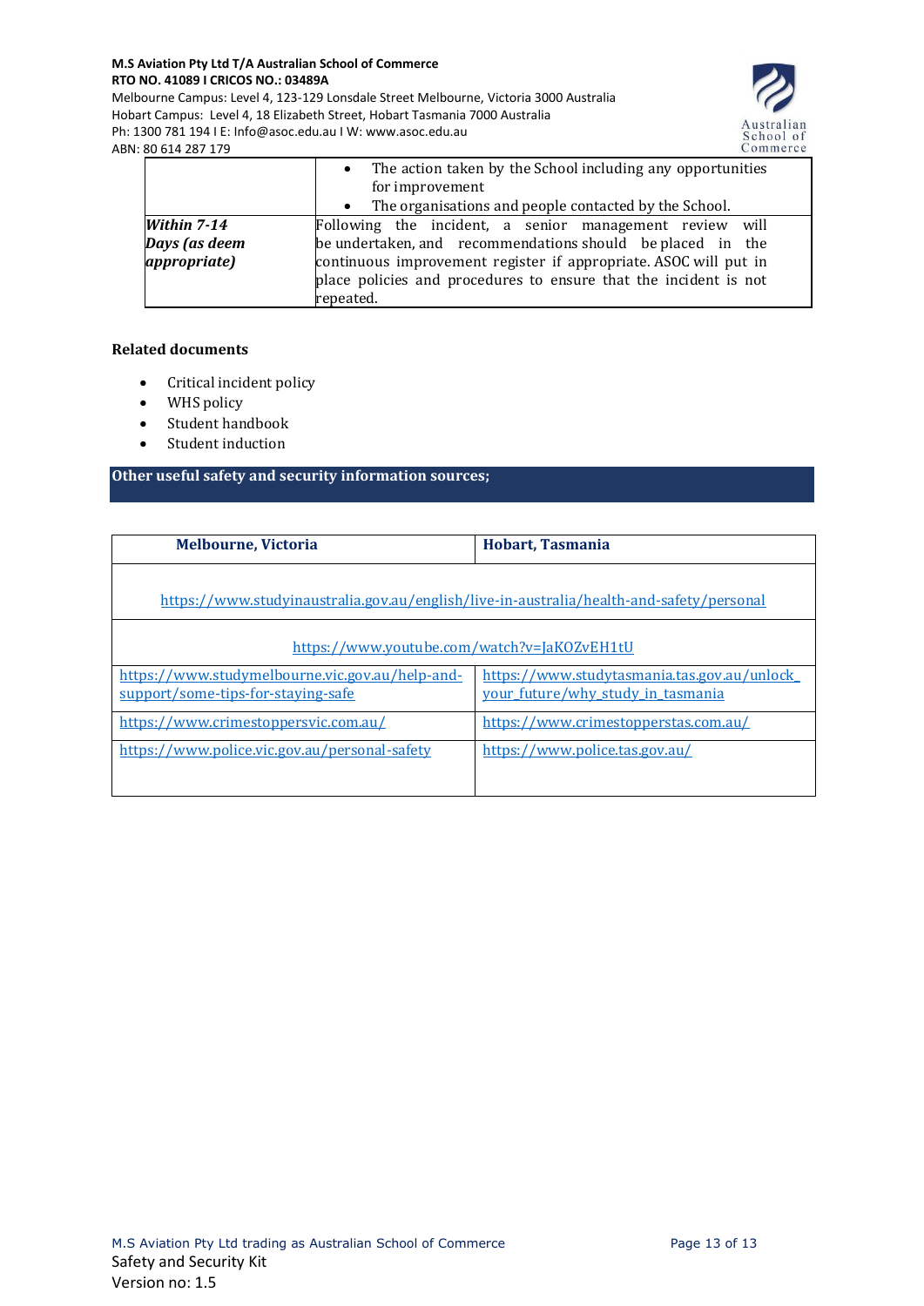| | |
|---|---|
| | • The action taken by the School including any opportunities for improvement<br>• The organisations and people contacted by the School. |
| ***Within 7-14 Days (as deem appropriate)*** | Following the incident, a senior management review will be undertaken, and recommendations should be placed in the continuous improvement register if appropriate. ASOC will put in place policies and procedures to ensure that the incident is not repeated. |

**Related documents**

- Critical incident policy
- WHS policy
- Student handbook
- Student induction

## Other useful safety and security information sources;

| Melbourne, Victoria | Hobart, Tasmania |
|---|---|
| https://www.studyinaustralia.gov.au/english/live-in-australia/health-and-safety/personal | |
| https://www.youtube.com/watch?v=JaKOZvEH1tU | |
| https://www.studymelbourne.vic.gov.au/help-and-support/some-tips-for-staying-safe | https://www.studytasmania.tas.gov.au/unlock_your_future/why_study_in_tasmania |
| https://www.crimestoppersvic.com.au/ | https://www.crimestopperstas.com.au/ |
| https://www.police.vic.gov.au/personal-safety | https://www.police.tas.gov.au/ |